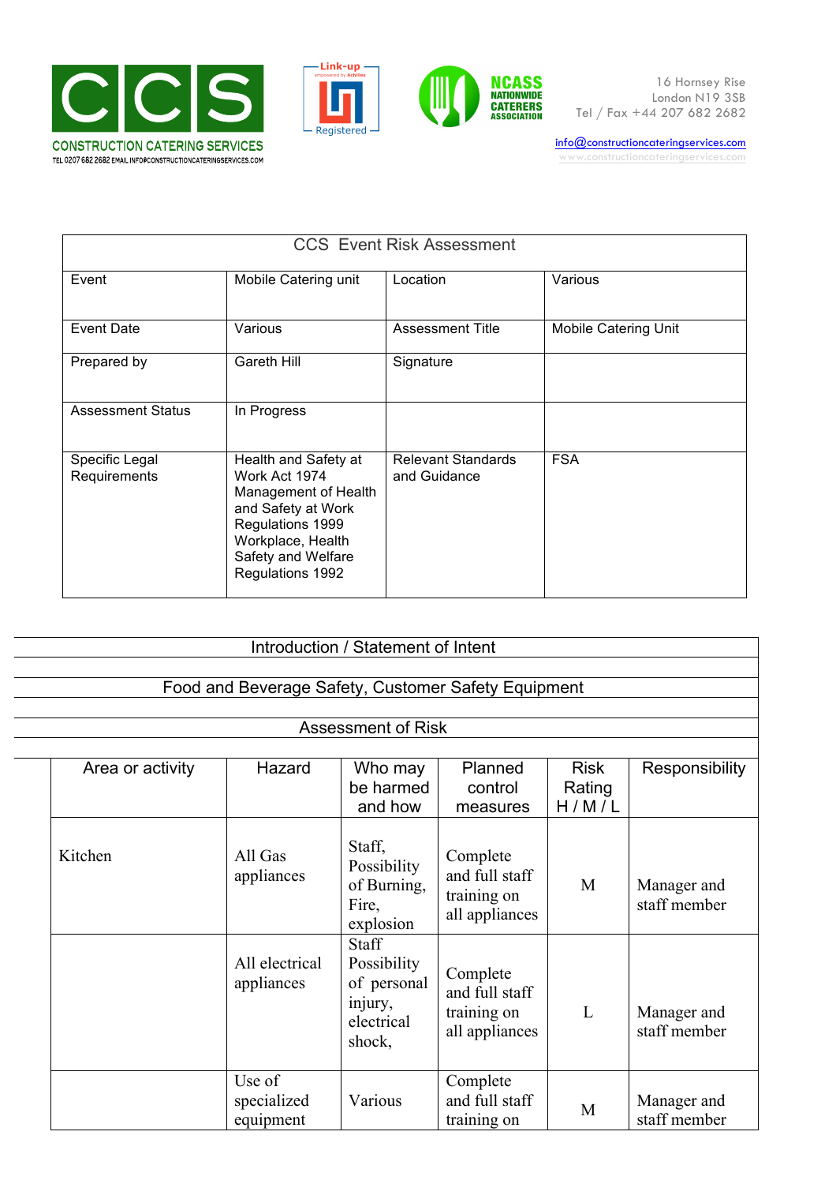CONSTRUCTION CATERING SERVICES

TEL 0207 682 2682 EMAIL INFO@CONSTRUCTIONCATERINGSERVICES.COM

Link-up Registered

NCASS NATIONWIDE CATERERS ASSOCIATION

16 Hornsey Rise
London N19 3SB
Tel / Fax +44 207 682 2682

info@constructioncateringservices.com
www.constructioncateringservices.com

| CCS Event Risk Assessment | | | |
|---|---|---|---|
| Event | Mobile Catering unit | Location | Various |
| Event Date | Various | Assessment Title | Mobile Catering Unit |
| Prepared by | Gareth Hill | Signature | |
| Assessment Status | In Progress | | |
| Specific Legal Requirements | Health and Safety at Work Act 1974 Management of Health and Safety at Work Regulations 1999 Workplace, Health Safety and Welfare Regulations 1992 | Relevant Standards and Guidance | FSA |

## Introduction / Statement of Intent

## Food and Beverage Safety, Customer Safety Equipment

## Assessment of Risk

| Area or activity | Hazard | Who may be harmed and how | Planned control measures | Risk Rating H / M / L | Responsibility |
|---|---|---|---|---|---|
| Kitchen | All Gas appliances | Staff, Possibility of Burning, Fire, explosion | Complete and full staff training on all appliances | M | Manager and staff member |
| | All electrical appliances | Staff Possibility of personal injury, electrical shock, | Complete and full staff training on all appliances | L | Manager and staff member |
| | Use of specialized equipment | Various | Complete and full staff training on | M | Manager and staff member |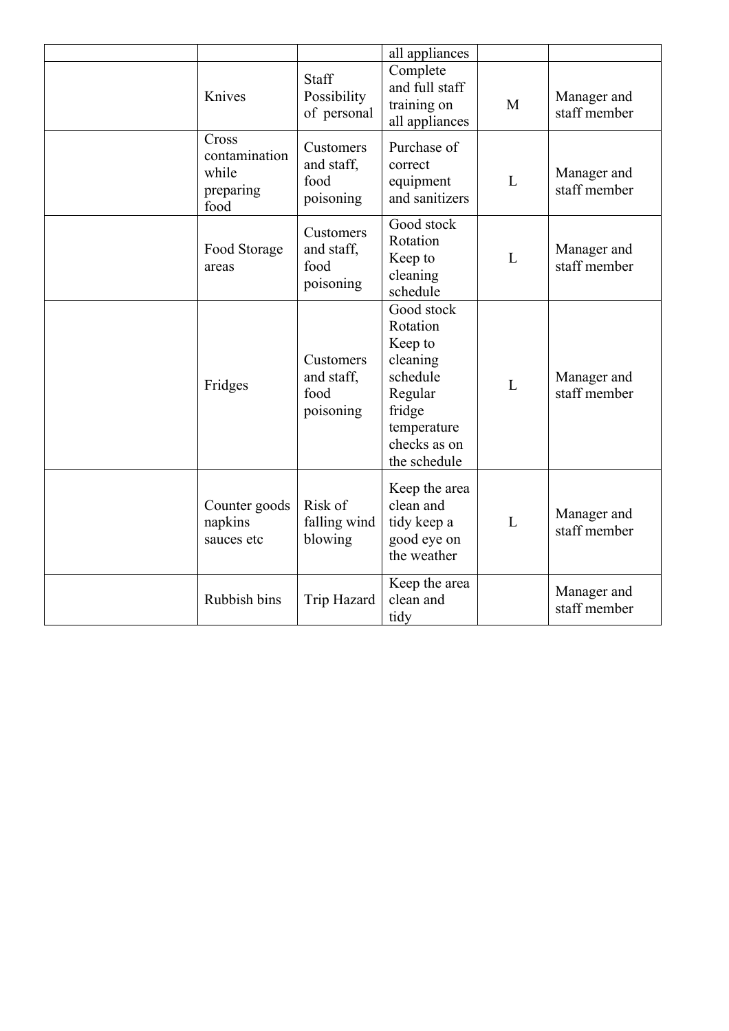| | | | | | |
|---|---|---|---|---|---|
| | | | all appliances | | |
| | Knives | Staff Possibility of personal | Complete and full staff training on all appliances | M | Manager and staff member |
| | Cross contamination while preparing food | Customers and staff, food poisoning | Purchase of correct equipment and sanitizers | L | Manager and staff member |
| | Food Storage areas | Customers and staff, food poisoning | Good stock Rotation Keep to cleaning schedule | L | Manager and staff member |
| | Fridges | Customers and staff, food poisoning | Good stock Rotation Keep to cleaning schedule Regular fridge temperature checks as on the schedule | L | Manager and staff member |
| | Counter goods napkins sauces etc | Risk of falling wind blowing | Keep the area clean and tidy keep a good eye on the weather | L | Manager and staff member |
| | Rubbish bins | Trip Hazard | Keep the area clean and tidy | | Manager and staff member |